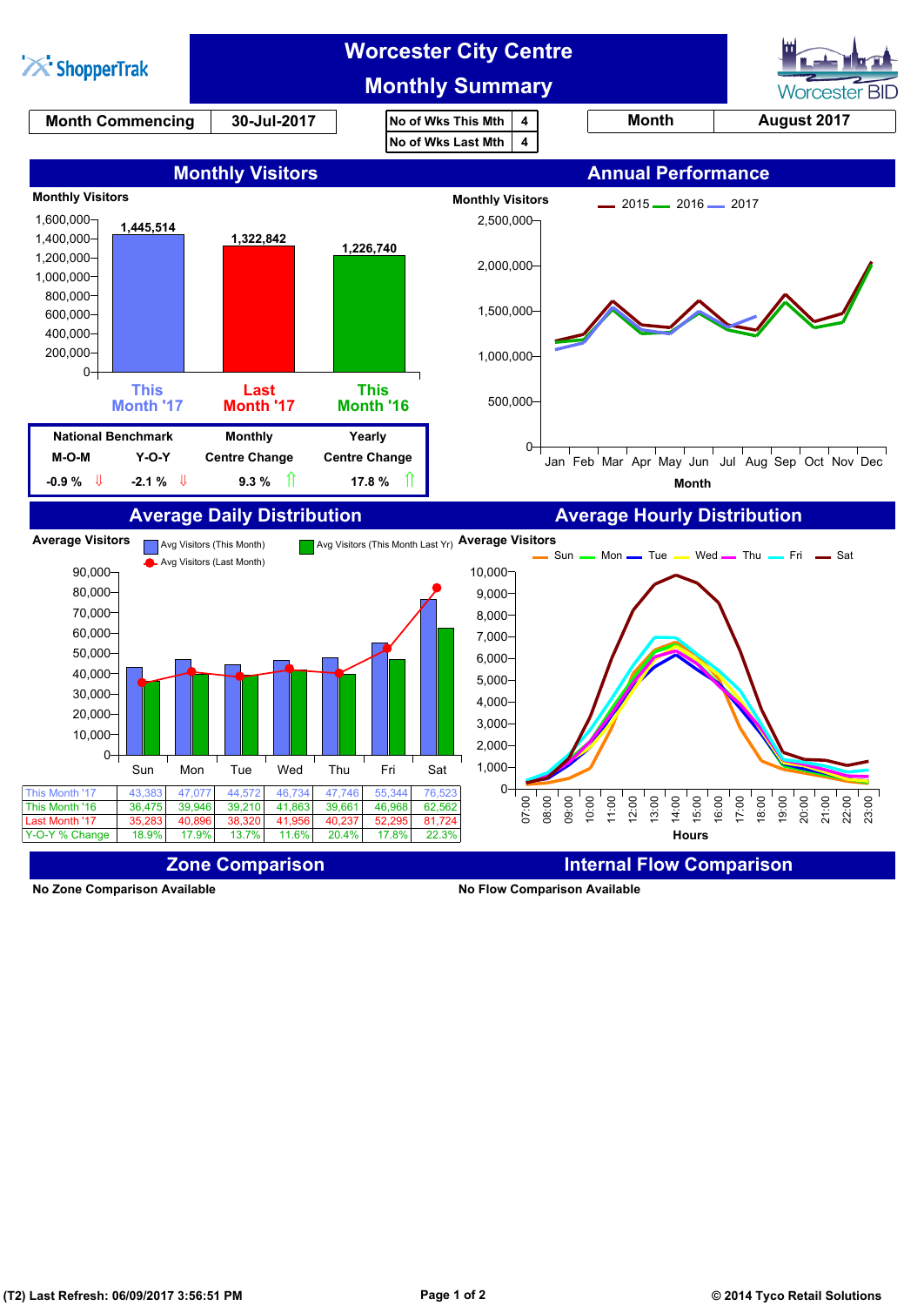# Worcester City Centre Monthly Summary

| Month Commencing | 30-Jul-2017 |
|---|---|

| No of Wks This Mth | 4 |
|---|---|
| No of Wks Last Mth | 4 |

| Month | August 2017 |
|---|---|

## Monthly Visitors

Monthly Visitors

| This Month '17 | Last Month '17 | This Month '16 |
|---|---|---|
| 1,445,514 | 1,322,842 | 1,226,740 |

| National Benchmark | | Monthly | Yearly |
|---|---|---|---|
| M-O-M | Y-O-Y | Centre Change | Centre Change |
| -0.9 % ⇓ | -2.1 % ⇓ | 9.3 % ⇑ | 17.8 % ⇑ |

## Annual Performance

Monthly Visitors

2015 2016 2017

Jan Feb Mar Apr May Jun Jul Aug Sep Oct Nov Dec

Month

## Average Daily Distribution

Average Visitors

Avg Visitors (This Month) | Avg Visitors (This Month Last Yr) | Avg Visitors (Last Month)

| | Sun | Mon | Tue | Wed | Thu | Fri | Sat |
|---|---|---|---|---|---|---|---|
| This Month '17 | 43,383 | 47,077 | 44,572 | 46,734 | 47,746 | 55,344 | 76,523 |
| This Month '16 | 36,475 | 39,946 | 39,210 | 41,863 | 39,661 | 46,968 | 62,562 |
| Last Month '17 | 35,283 | 40,896 | 38,320 | 41,956 | 40,237 | 52,295 | 81,724 |
| Y-O-Y % Change | 18.9% | 17.9% | 13.7% | 11.6% | 20.4% | 17.8% | 22.3% |

## Average Hourly Distribution

Average Visitors

Sun Mon Tue Wed Thu Fri Sat

Hours

## Zone Comparison

No Zone Comparison Available

## Internal Flow Comparison

No Flow Comparison Available

(T2) Last Refresh: 06/09/2017 3:56:51 PM

© 2014 Tyco Retail Solutions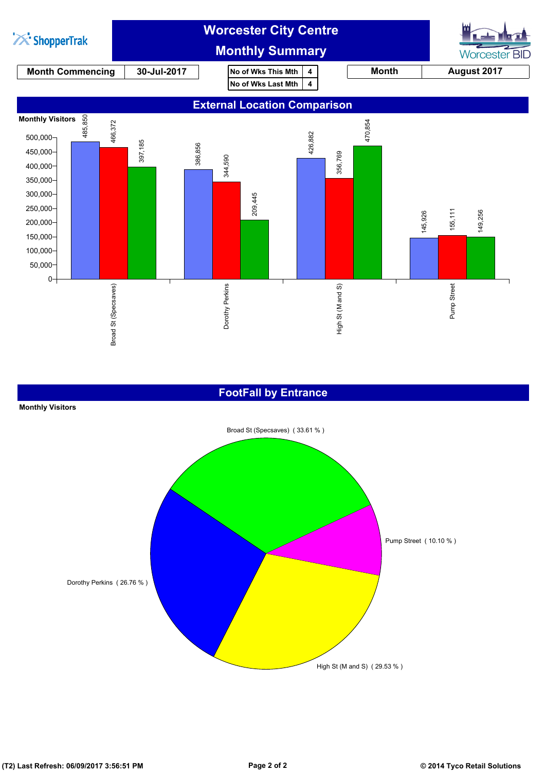# Worcester City Centre
## Monthly Summary

| Month Commencing | 30-Jul-2017 |
|---|---|

| No of Wks This Mth | 4 |
|---|---|
| No of Wks Last Mth | 4 |

| Month | August 2017 |
|---|---|

## External Location Comparison

Monthly Visitors

| Location | Bar 1 (blue) | Bar 2 (red) | Bar 3 (green) |
|---|---|---|---|
| Broad St (Specsaves) | 485,850 | 466,372 | 397,185 |
| Dorothy Perkins | 386,856 | 344,590 | 209,445 |
| High St (M and S) | 426,882 | 356,769 | 470,854 |
| Pump Street | 145,926 | 155,111 | 149,256 |

## FootFall by Entrance

Monthly Visitors

| Entrance | Share |
|---|---|
| Broad St (Specsaves) | 33.61 % |
| Pump Street | 10.10 % |
| High St (M and S) | 29.53 % |
| Dorothy Perkins | 26.76 % |

(T2) Last Refresh: 06/09/2017 3:56:51 PM

© 2014 Tyco Retail Solutions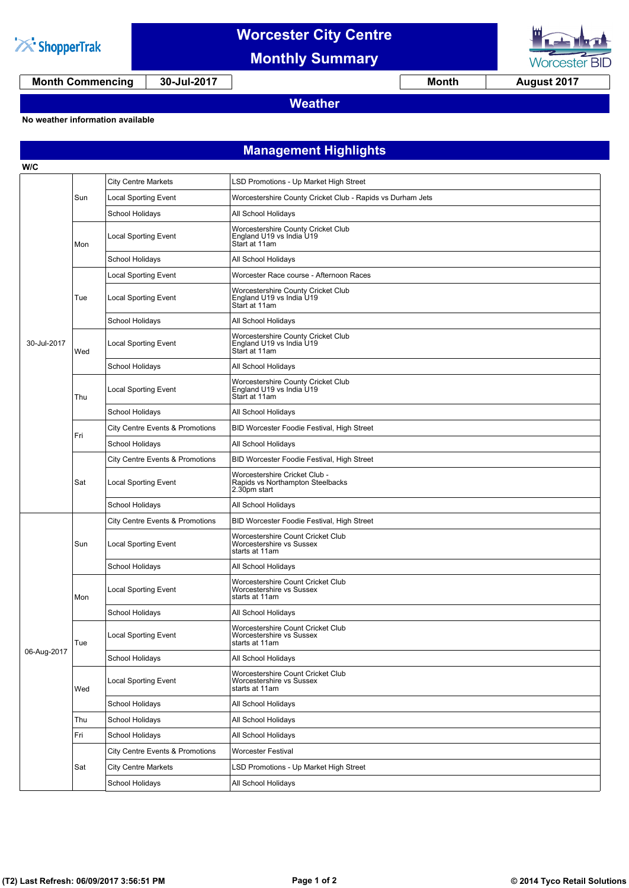# Worcester City Centre Monthly Summary

| Month Commencing | 30-Jul-2017 | Month | August 2017 |
|---|---|---|---|

## Weather

**No weather information available**

## Management Highlights

| W/C | Day | Category | Details |
|---|---|---|---|
| 30-Jul-2017 | Sun | City Centre Markets | LSD Promotions - Up Market High Street |
| | | Local Sporting Event | Worcestershire County Cricket Club - Rapids vs Durham Jets |
| | | School Holidays | All School Holidays |
| | Mon | Local Sporting Event | Worcestershire County Cricket Club England U19 vs India U19 Start at 11am |
| | | School Holidays | All School Holidays |
| | Tue | Local Sporting Event | Worcester Race course - Afternoon Races |
| | | Local Sporting Event | Worcestershire County Cricket Club England U19 vs India U19 Start at 11am |
| | | School Holidays | All School Holidays |
| | Wed | Local Sporting Event | Worcestershire County Cricket Club England U19 vs India U19 Start at 11am |
| | | School Holidays | All School Holidays |
| | Thu | Local Sporting Event | Worcestershire County Cricket Club England U19 vs India U19 Start at 11am |
| | | School Holidays | All School Holidays |
| | Fri | City Centre Events & Promotions | BID Worcester Foodie Festival, High Street |
| | | School Holidays | All School Holidays |
| | Sat | City Centre Events & Promotions | BID Worcester Foodie Festival, High Street |
| | | Local Sporting Event | Worcestershire Cricket Club - Rapids vs Northampton Steelbacks 2.30pm start |
| | | School Holidays | All School Holidays |
| 06-Aug-2017 | Sun | City Centre Events & Promotions | BID Worcester Foodie Festival, High Street |
| | | Local Sporting Event | Worcestershire Count Cricket Club Worcestershire vs Sussex starts at 11am |
| | | School Holidays | All School Holidays |
| | Mon | Local Sporting Event | Worcestershire Count Cricket Club Worcestershire vs Sussex starts at 11am |
| | | School Holidays | All School Holidays |
| | Tue | Local Sporting Event | Worcestershire Count Cricket Club Worcestershire vs Sussex starts at 11am |
| | | School Holidays | All School Holidays |
| | Wed | Local Sporting Event | Worcestershire Count Cricket Club Worcestershire vs Sussex starts at 11am |
| | | School Holidays | All School Holidays |
| | Thu | School Holidays | All School Holidays |
| | Fri | School Holidays | All School Holidays |
| | Sat | City Centre Events & Promotions | Worcester Festival |
| | | City Centre Markets | LSD Promotions - Up Market High Street |
| | | School Holidays | All School Holidays |

(T2) Last Refresh: 06/09/2017 3:56:51 PM

© 2014 Tyco Retail Solutions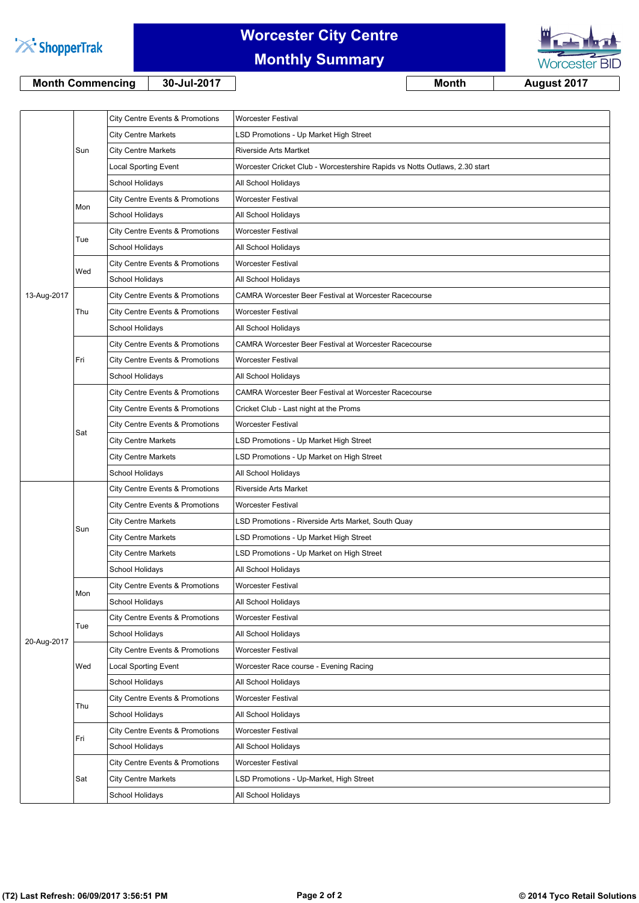# Worcester City Centre Monthly Summary

| Month Commencing | 30-Jul-2017 | Month | August 2017 |
|---|---|---|---|

| | | | |
|---|---|---|---|
| 13-Aug-2017 | Sun | City Centre Events & Promotions | Worcester Festival |
| | | City Centre Markets | LSD Promotions - Up Market High Street |
| | | City Centre Markets | Riverside Arts Martket |
| | | Local Sporting Event | Worcester Cricket Club - Worcestershire Rapids vs Notts Outlaws, 2.30 start |
| | | School Holidays | All School Holidays |
| | Mon | City Centre Events & Promotions | Worcester Festival |
| | | School Holidays | All School Holidays |
| | Tue | City Centre Events & Promotions | Worcester Festival |
| | | School Holidays | All School Holidays |
| | Wed | City Centre Events & Promotions | Worcester Festival |
| | | School Holidays | All School Holidays |
| | Thu | City Centre Events & Promotions | CAMRA Worcester Beer Festival at Worcester Racecourse |
| | | City Centre Events & Promotions | Worcester Festival |
| | | School Holidays | All School Holidays |
| | Fri | City Centre Events & Promotions | CAMRA Worcester Beer Festival at Worcester Racecourse |
| | | City Centre Events & Promotions | Worcester Festival |
| | | School Holidays | All School Holidays |
| | Sat | City Centre Events & Promotions | CAMRA Worcester Beer Festival at Worcester Racecourse |
| | | City Centre Events & Promotions | Cricket Club - Last night at the Proms |
| | | City Centre Events & Promotions | Worcester Festival |
| | | City Centre Markets | LSD Promotions - Up Market High Street |
| | | City Centre Markets | LSD Promotions - Up Market on High Street |
| | | School Holidays | All School Holidays |
| 20-Aug-2017 | Sun | City Centre Events & Promotions | Riverside Arts Market |
| | | City Centre Events & Promotions | Worcester Festival |
| | | City Centre Markets | LSD Promotions - Riverside Arts Market, South Quay |
| | | City Centre Markets | LSD Promotions - Up Market High Street |
| | | City Centre Markets | LSD Promotions - Up Market on High Street |
| | | School Holidays | All School Holidays |
| | Mon | City Centre Events & Promotions | Worcester Festival |
| | | School Holidays | All School Holidays |
| | Tue | City Centre Events & Promotions | Worcester Festival |
| | | School Holidays | All School Holidays |
| | Wed | City Centre Events & Promotions | Worcester Festival |
| | | Local Sporting Event | Worcester Race course - Evening Racing |
| | | School Holidays | All School Holidays |
| | Thu | City Centre Events & Promotions | Worcester Festival |
| | | School Holidays | All School Holidays |
| | Fri | City Centre Events & Promotions | Worcester Festival |
| | | School Holidays | All School Holidays |
| | Sat | City Centre Events & Promotions | Worcester Festival |
| | | City Centre Markets | LSD Promotions - Up-Market, High Street |
| | | School Holidays | All School Holidays |

(T2) Last Refresh: 06/09/2017 3:56:51 PM

© 2014 Tyco Retail Solutions